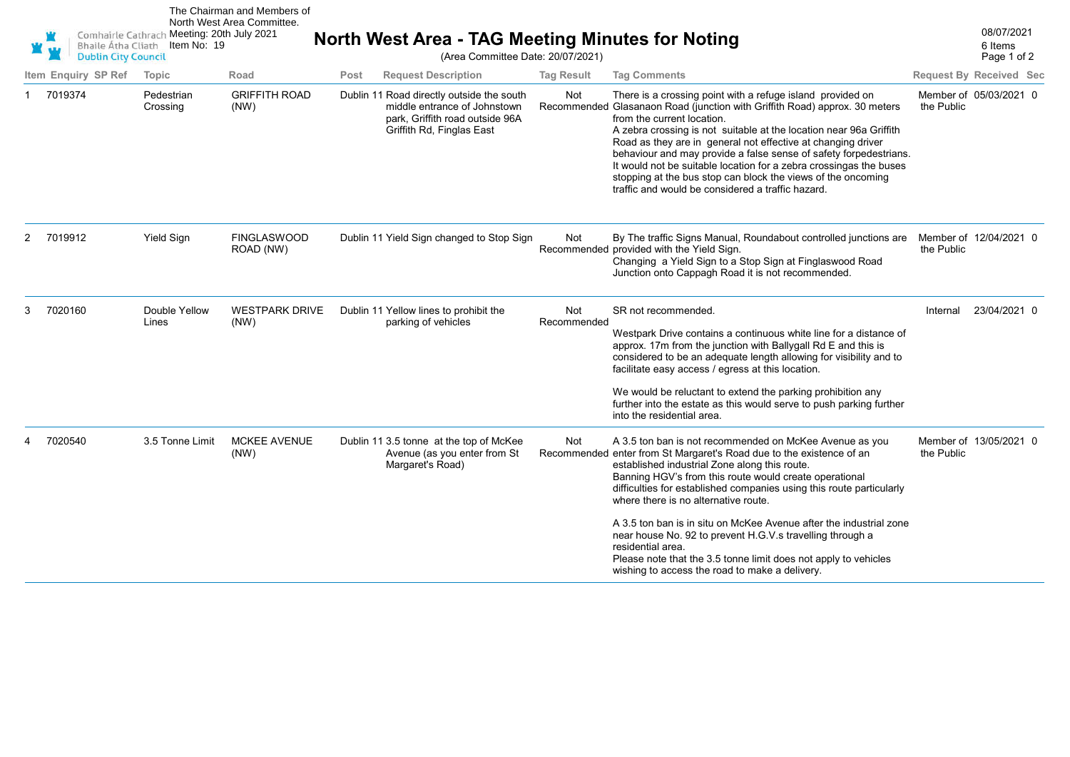Comhairle Cathrach Bhaile Átha Cliath
Dublin City Council

The Chairman and Members of North West Area Committee.
Meeting: 20th July 2021
Item No: 19

# North West Area - TAG Meeting Minutes for Noting

(Area Committee Date: 20/07/2021)

08/07/2021
6 Items

| Item | Enquiry | SP Ref | Topic | Road | Post | Request Description | Tag Result | Tag Comments | Request By | Received | Sec |
|---|---|---|---|---|---|---|---|---|---|---|---|
| 1 | 7019374 | | Pedestrian Crossing | GRIFFITH ROAD (NW) | Dublin 11 | Road directly outside the south middle entrance of Johnstown park, Griffith road outside 96A Griffith Rd, Finglas East | Not Recommended | There is a crossing point with a refuge island provided on Glasanaon Road (junction with Griffith Road) approx. 30 meters from the current location. A zebra crossing is not suitable at the location near 96a Griffith Road as they are in general not effective at changing driver behaviour and may provide a false sense of safety forpedestrians. It would not be suitable location for a zebra crossingas the buses stopping at the bus stop can block the views of the oncoming traffic and would be considered a traffic hazard. | Member of the Public | 05/03/2021 | 0 |
| 2 | 7019912 | | Yield Sign | FINGLASWOOD ROAD (NW) | Dublin 11 | Yield Sign changed to Stop Sign | Not Recommended | By The traffic Signs Manual, Roundabout controlled junctions are provided with the Yield Sign. Changing a Yield Sign to a Stop Sign at Finglaswood Road Junction onto Cappagh Road it is not recommended. | Member of the Public | 12/04/2021 | 0 |
| 3 | 7020160 | | Double Yellow Lines | WESTPARK DRIVE (NW) | Dublin 11 | Yellow lines to prohibit the parking of vehicles | Not Recommended | SR not recommended.<br><br>Westpark Drive contains a continuous white line for a distance of approx. 17m from the junction with Ballygall Rd E and this is considered to be an adequate length allowing for visibility and to facilitate easy access / egress at this location.<br><br>We would be reluctant to extend the parking prohibition any further into the estate as this would serve to push parking further into the residential area. | Internal | 23/04/2021 | 0 |
| 4 | 7020540 | | 3.5 Tonne Limit | MCKEE AVENUE (NW) | Dublin 11 | 3.5 tonne at the top of McKee Avenue (as you enter from St Margaret's Road) | Not Recommended | A 3.5 ton ban is not recommended on McKee Avenue as you enter from St Margaret's Road due to the existence of an established industrial Zone along this route. Banning HGV's from this route would create operational difficulties for established companies using this route particularly where there is no alternative route.<br><br>A 3.5 ton ban is in situ on McKee Avenue after the industrial zone near house No. 92 to prevent H.G.V.s travelling through a residential area. Please note that the 3.5 tonne limit does not apply to vehicles wishing to access the road to make a delivery. | Member of the Public | 13/05/2021 | 0 |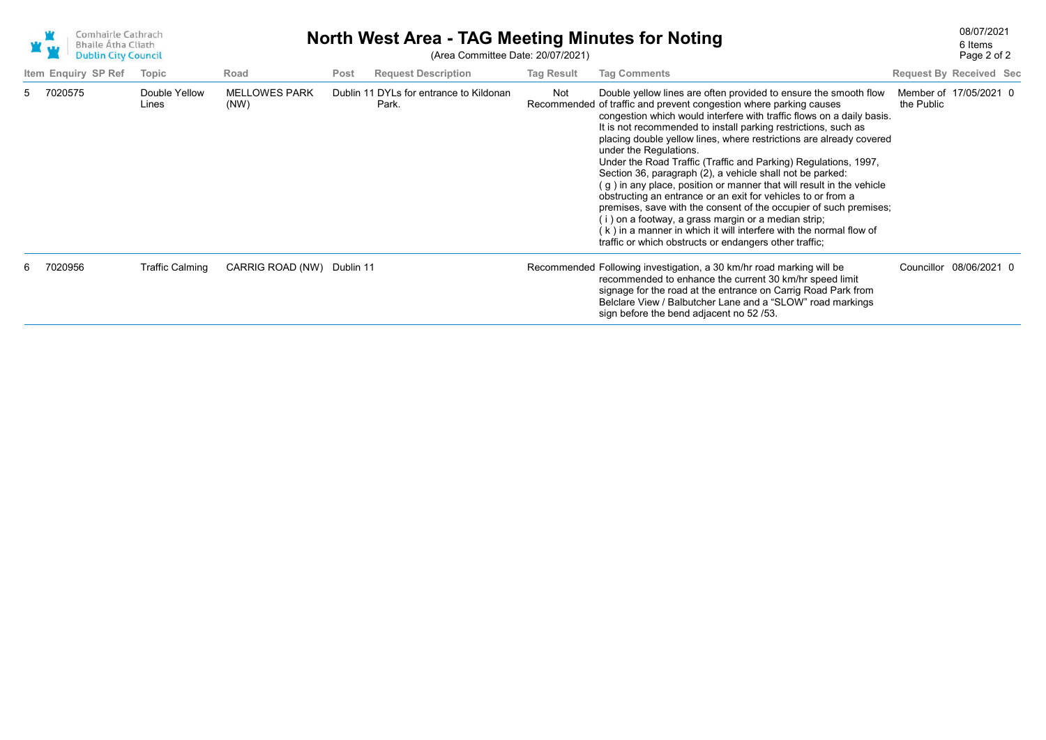# North West Area - TAG Meeting Minutes for Noting

(Area Committee Date: 20/07/2021)

| Item | Enquiry | SP Ref | Topic | Road | Post | Request Description | Tag Result | Tag Comments | Request By | Received | Sec |
|---|---|---|---|---|---|---|---|---|---|---|---|
| 5 | 7020575 | | Double Yellow Lines | MELLOWES PARK (NW) | Dublin 11 | DYLs for entrance to Kildonan Park. | Not Recommended | Double yellow lines are often provided to ensure the smooth flow of traffic and prevent congestion where parking causes congestion which would interfere with traffic flows on a daily basis. It is not recommended to install parking restrictions, such as placing double yellow lines, where restrictions are already covered under the Regulations.<br>Under the Road Traffic (Traffic and Parking) Regulations, 1997, Section 36, paragraph (2), a vehicle shall not be parked:<br>( g ) in any place, position or manner that will result in the vehicle obstructing an entrance or an exit for vehicles to or from a premises, save with the consent of the occupier of such premises;<br>( i ) on a footway, a grass margin or a median strip;<br>( k ) in a manner in which it will interfere with the normal flow of traffic or which obstructs or endangers other traffic; | Member of the Public | 17/05/2021 | 0 |
| 6 | 7020956 | | Traffic Calming | CARRIG ROAD (NW) | Dublin 11 | | Recommended | Following investigation, a 30 km/hr road marking will be recommended to enhance the current 30 km/hr speed limit signage for the road at the entrance on Carrig Road Park from Belclare View / Balbutcher Lane and a "SLOW" road markings sign before the bend adjacent no 52 /53. | Councillor | 08/06/2021 | 0 |